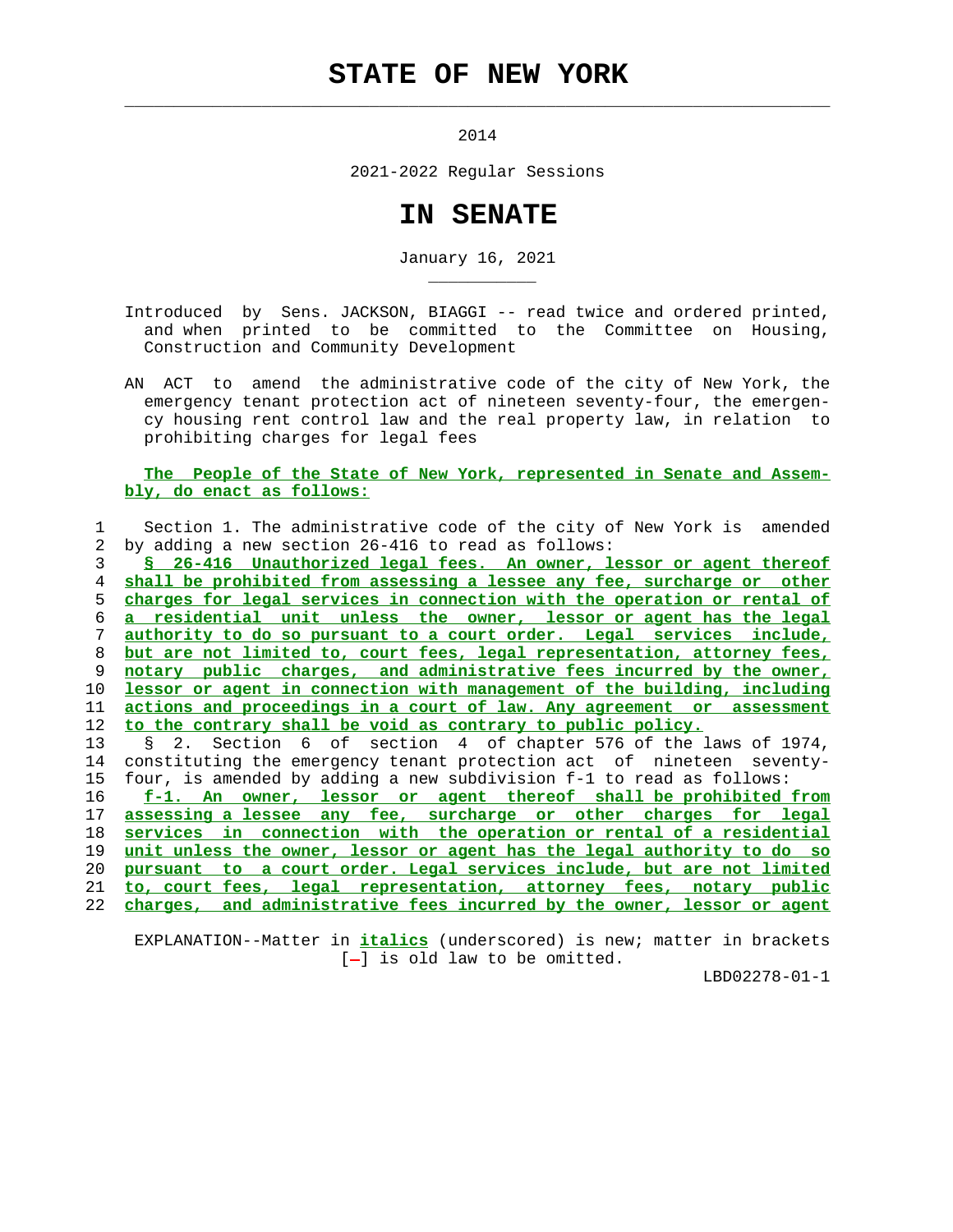# STATE OF NEW YORK

2014

2021-2022 Regular Sessions

# IN SENATE

January 16, 2021

Introduced by Sens. JACKSON, BIAGGI -- read twice and ordered printed, and when printed to be committed to the Committee on Housing, Construction and Community Development

AN ACT to amend the administrative code of the city of New York, the emergency tenant protection act of nineteen seventy-four, the emergency housing rent control law and the real property law, in relation to prohibiting charges for legal fees

**The People of the State of New York, represented in Senate and Assembly, do enact as follows:**

1 Section 1. The administrative code of the city of New York is amended
2 by adding a new section 26-416 to read as follows:
3 *§ 26-416 Unauthorized legal fees. An owner, lessor or agent thereof*
4 *shall be prohibited from assessing a lessee any fee, surcharge or other*
5 *charges for legal services in connection with the operation or rental of*
6 *a residential unit unless the owner, lessor or agent has the legal*
7 *authority to do so pursuant to a court order. Legal services include,*
8 *but are not limited to, court fees, legal representation, attorney fees,*
9 *notary public charges, and administrative fees incurred by the owner,*
10 *lessor or agent in connection with management of the building, including*
11 *actions and proceedings in a court of law. Any agreement or assessment*
12 *to the contrary shall be void as contrary to public policy.*
13 § 2. Section 6 of section 4 of chapter 576 of the laws of 1974,
14 constituting the emergency tenant protection act of nineteen seventy-
15 four, is amended by adding a new subdivision f-1 to read as follows:
16 *f-1. An owner, lessor or agent thereof shall be prohibited from*
17 *assessing a lessee any fee, surcharge or other charges for legal*
18 *services in connection with the operation or rental of a residential*
19 *unit unless the owner, lessor or agent has the legal authority to do so*
20 *pursuant to a court order. Legal services include, but are not limited*
21 *to, court fees, legal representation, attorney fees, notary public*
22 *charges, and administrative fees incurred by the owner, lessor or agent*

EXPLANATION--Matter in *italics* (underscored) is new; matter in brackets [-] is old law to be omitted.

LBD02278-01-1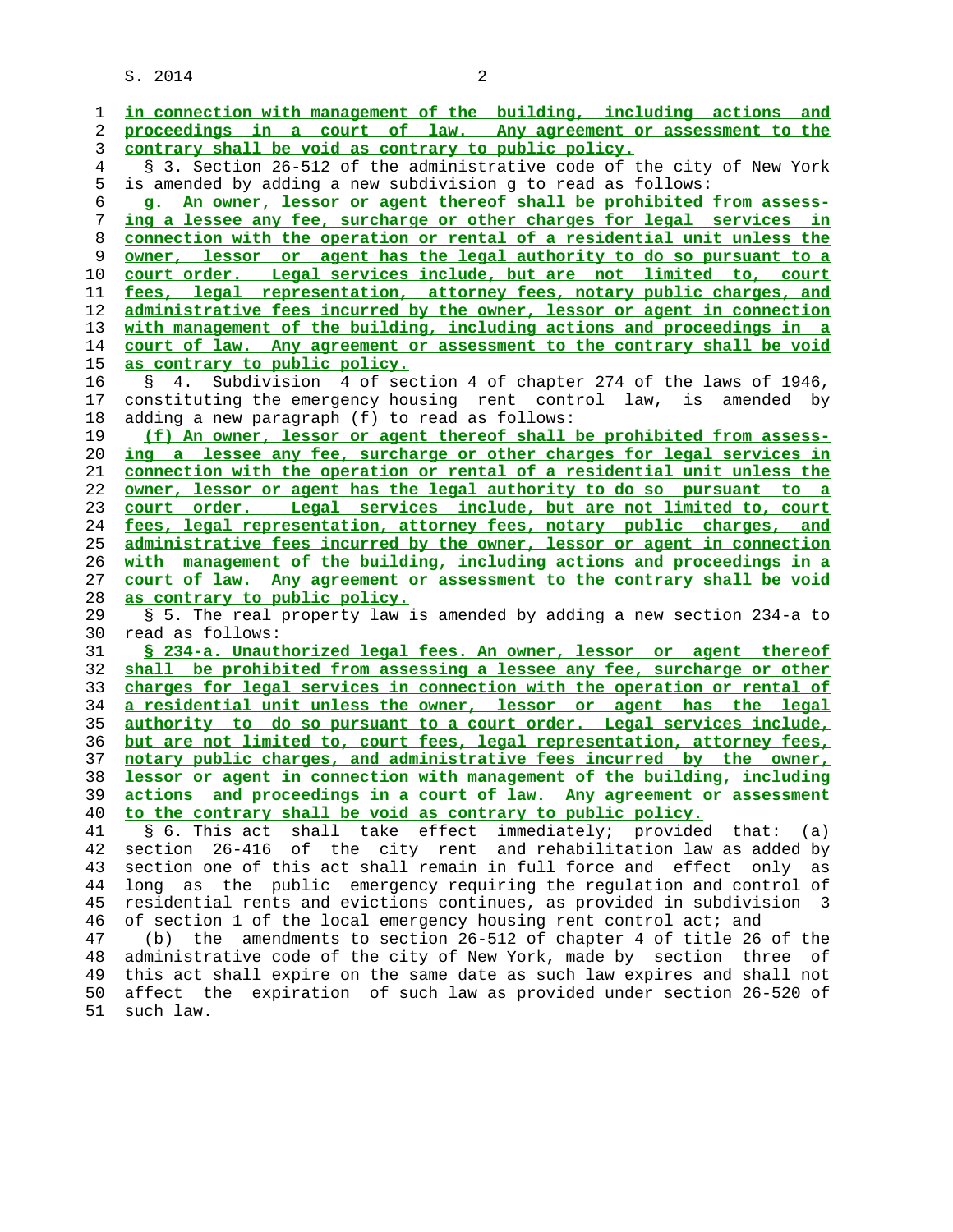in connection with management of the building, including actions and proceedings in a court of law. Any agreement or assessment to the contrary shall be void as contrary to public policy.

§ 3. Section 26-512 of the administrative code of the city of New York is amended by adding a new subdivision g to read as follows:

g. An owner, lessor or agent thereof shall be prohibited from assessing a lessee any fee, surcharge or other charges for legal services in connection with the operation or rental of a residential unit unless the owner, lessor or agent has the legal authority to do so pursuant to a court order. Legal services include, but are not limited to, court fees, legal representation, attorney fees, notary public charges, and administrative fees incurred by the owner, lessor or agent in connection with management of the building, including actions and proceedings in a court of law. Any agreement or assessment to the contrary shall be void as contrary to public policy.

§ 4. Subdivision 4 of section 4 of chapter 274 of the laws of 1946, constituting the emergency housing rent control law, is amended by adding a new paragraph (f) to read as follows:

(f) An owner, lessor or agent thereof shall be prohibited from assessing a lessee any fee, surcharge or other charges for legal services in connection with the operation or rental of a residential unit unless the owner, lessor or agent has the legal authority to do so pursuant to a court order. Legal services include, but are not limited to, court fees, legal representation, attorney fees, notary public charges, and administrative fees incurred by the owner, lessor or agent in connection with management of the building, including actions and proceedings in a court of law. Any agreement or assessment to the contrary shall be void as contrary to public policy.

§ 5. The real property law is amended by adding a new section 234-a to read as follows:

§ 234-a. Unauthorized legal fees. An owner, lessor or agent thereof shall be prohibited from assessing a lessee any fee, surcharge or other charges for legal services in connection with the operation or rental of a residential unit unless the owner, lessor or agent has the legal authority to do so pursuant to a court order. Legal services include, but are not limited to, court fees, legal representation, attorney fees, notary public charges, and administrative fees incurred by the owner, lessor or agent in connection with management of the building, including actions and proceedings in a court of law. Any agreement or assessment to the contrary shall be void as contrary to public policy.

§ 6. This act shall take effect immediately; provided that: (a) section 26-416 of the city rent and rehabilitation law as added by section one of this act shall remain in full force and effect only as long as the public emergency requiring the regulation and control of residential rents and evictions continues, as provided in subdivision 3 of section 1 of the local emergency housing rent control act; and

(b) the amendments to section 26-512 of chapter 4 of title 26 of the administrative code of the city of New York, made by section three of this act shall expire on the same date as such law expires and shall not affect the expiration of such law as provided under section 26-520 of such law.